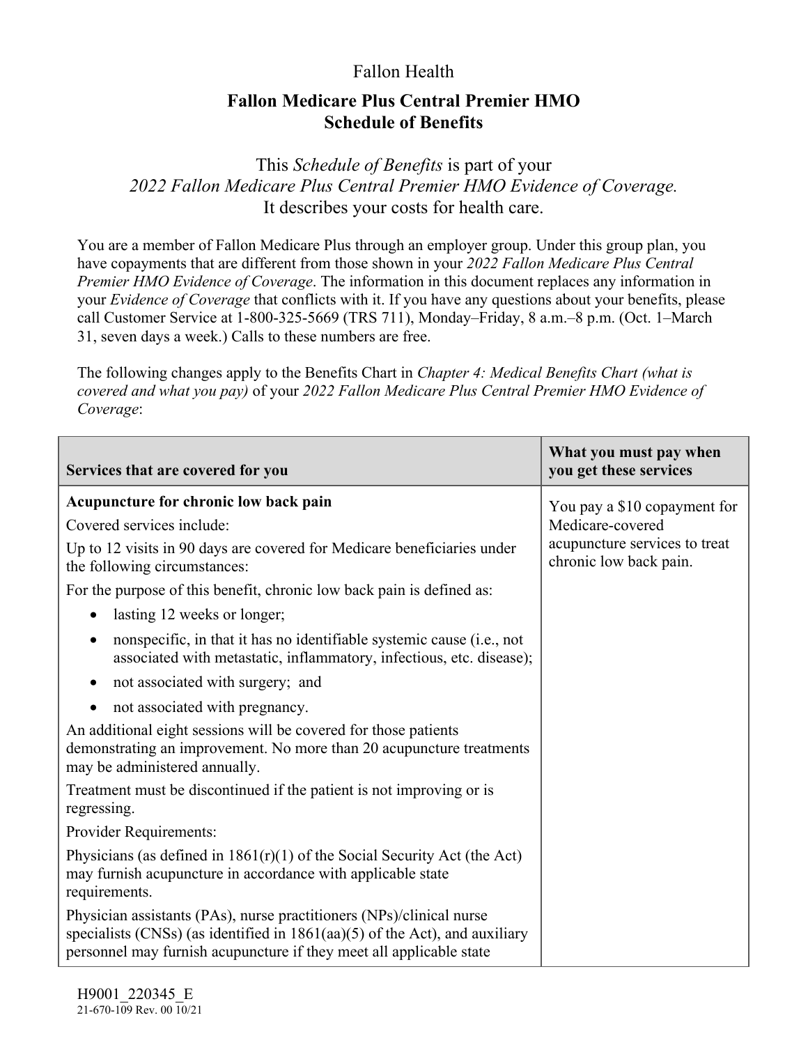Fallon Health

# Fallon Medicare Plus Central Premier HMO
# Schedule of Benefits

This *Schedule of Benefits* is part of your *2022 Fallon Medicare Plus Central Premier HMO Evidence of Coverage.* It describes your costs for health care.

You are a member of Fallon Medicare Plus through an employer group. Under this group plan, you have copayments that are different from those shown in your *2022 Fallon Medicare Plus Central Premier HMO Evidence of Coverage*. The information in this document replaces any information in your *Evidence of Coverage* that conflicts with it. If you have any questions about your benefits, please call Customer Service at 1-800-325-5669 (TRS 711), Monday–Friday, 8 a.m.–8 p.m. (Oct. 1–March 31, seven days a week.) Calls to these numbers are free.

The following changes apply to the Benefits Chart in *Chapter 4: Medical Benefits Chart (what is covered and what you pay)* of your *2022 Fallon Medicare Plus Central Premier HMO Evidence of Coverage*:

| Services that are covered for you | What you must pay when you get these services |
|---|---|
| **Acupuncture for chronic low back pain**<br>Covered services include:<br>Up to 12 visits in 90 days are covered for Medicare beneficiaries under the following circumstances:<br>For the purpose of this benefit, chronic low back pain is defined as:<br>• lasting 12 weeks or longer;<br>• nonspecific, in that it has no identifiable systemic cause (i.e., not associated with metastatic, inflammatory, infectious, etc. disease);<br>• not associated with surgery; and<br>• not associated with pregnancy.<br>An additional eight sessions will be covered for those patients demonstrating an improvement. No more than 20 acupuncture treatments may be administered annually.<br>Treatment must be discontinued if the patient is not improving or is regressing.<br>Provider Requirements:<br>Physicians (as defined in 1861(r)(1) of the Social Security Act (the Act) may furnish acupuncture in accordance with applicable state requirements.<br>Physician assistants (PAs), nurse practitioners (NPs)/clinical nurse specialists (CNSs) (as identified in 1861(aa)(5) of the Act), and auxiliary personnel may furnish acupuncture if they meet all applicable state | You pay a $10 copayment for Medicare-covered acupuncture services to treat chronic low back pain. |

H9001_220345_E
21-670-109 Rev. 00 10/21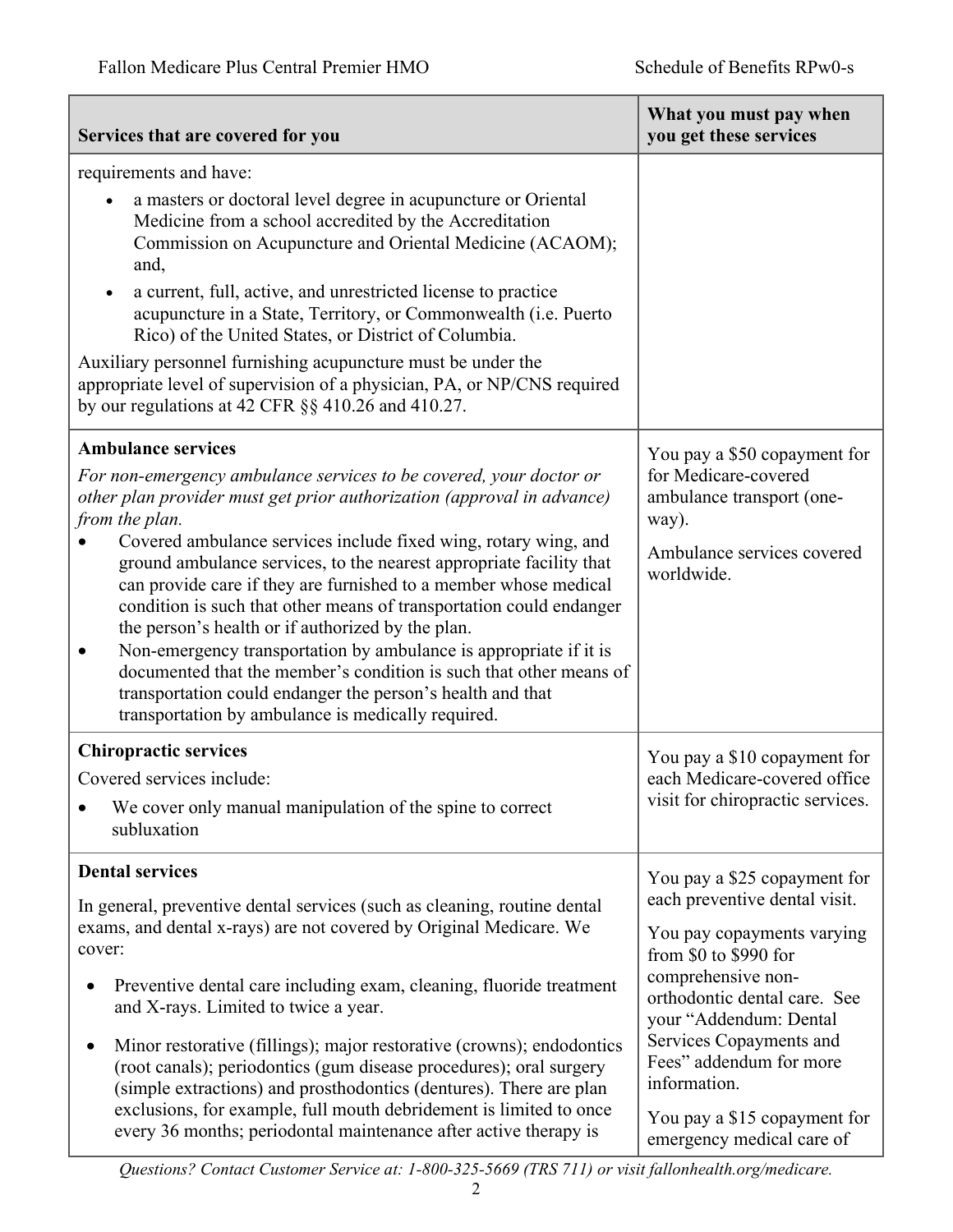| Services that are covered for you | What you must pay when you get these services |
|---|---|
| requirements and have:<br>• a masters or doctoral level degree in acupuncture or Oriental Medicine from a school accredited by the Accreditation Commission on Acupuncture and Oriental Medicine (ACAOM); and,<br>• a current, full, active, and unrestricted license to practice acupuncture in a State, Territory, or Commonwealth (i.e. Puerto Rico) of the United States, or District of Columbia.<br>Auxiliary personnel furnishing acupuncture must be under the appropriate level of supervision of a physician, PA, or NP/CNS required by our regulations at 42 CFR §§ 410.26 and 410.27. | |
| **Ambulance services**<br>*For non-emergency ambulance services to be covered, your doctor or other plan provider must get prior authorization (approval in advance) from the plan.*<br>• Covered ambulance services include fixed wing, rotary wing, and ground ambulance services, to the nearest appropriate facility that can provide care if they are furnished to a member whose medical condition is such that other means of transportation could endanger the person's health or if authorized by the plan.<br>• Non-emergency transportation by ambulance is appropriate if it is documented that the member's condition is such that other means of transportation could endanger the person's health and that transportation by ambulance is medically required. | You pay a $50 copayment for for Medicare-covered ambulance transport (one-way).<br>Ambulance services covered worldwide. |
| **Chiropractic services**<br>Covered services include:<br>• We cover only manual manipulation of the spine to correct subluxation | You pay a $10 copayment for each Medicare-covered office visit for chiropractic services. |
| **Dental services**<br>In general, preventive dental services (such as cleaning, routine dental exams, and dental x-rays) are not covered by Original Medicare. We cover:<br>• Preventive dental care including exam, cleaning, fluoride treatment and X-rays. Limited to twice a year.<br>• Minor restorative (fillings); major restorative (crowns); endodontics (root canals); periodontics (gum disease procedures); oral surgery (simple extractions) and prosthodontics (dentures). There are plan exclusions, for example, full mouth debridement is limited to once every 36 months; periodontal maintenance after active therapy is | You pay a $25 copayment for each preventive dental visit.<br>You pay copayments varying from $0 to $990 for comprehensive non-orthodontic dental care. See your "Addendum: Dental Services Copayments and Fees" addendum for more information.<br>You pay a $15 copayment for emergency medical care of |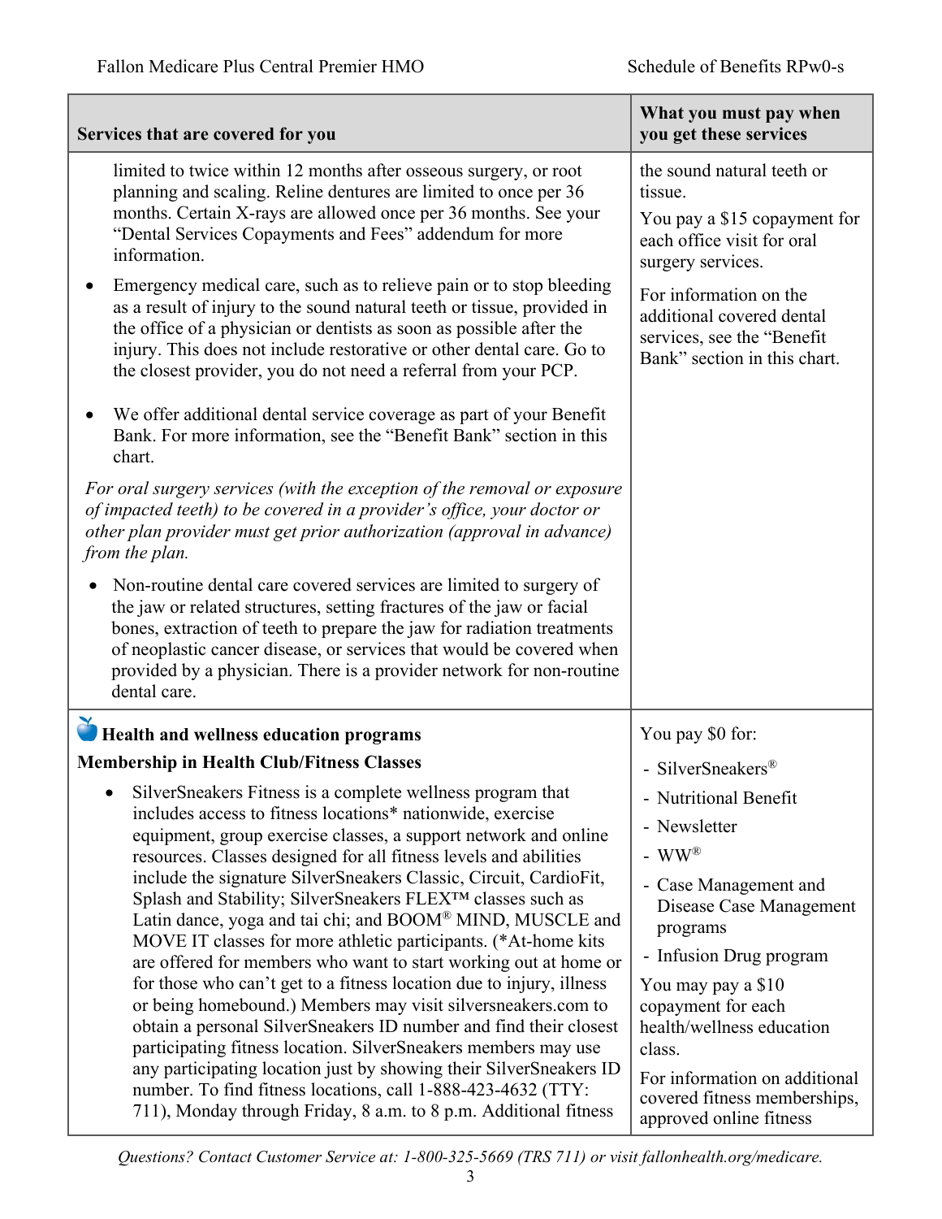| Services that are covered for you | What you must pay when you get these services |
|---|---|
| limited to twice within 12 months after osseous surgery, or root planning and scaling. Reline dentures are limited to once per 36 months. Certain X-rays are allowed once per 36 months. See your "Dental Services Copayments and Fees" addendum for more information.<br>• Emergency medical care, such as to relieve pain or to stop bleeding as a result of injury to the sound natural teeth or tissue, provided in the office of a physician or dentists as soon as possible after the injury. This does not include restorative or other dental care. Go to the closest provider, you do not need a referral from your PCP.<br>• We offer additional dental service coverage as part of your Benefit Bank. For more information, see the "Benefit Bank" section in this chart.<br>*For oral surgery services (with the exception of the removal or exposure of impacted teeth) to be covered in a provider's office, your doctor or other plan provider must get prior authorization (approval in advance) from the plan.*<br>• Non-routine dental care covered services are limited to surgery of the jaw or related structures, setting fractures of the jaw or facial bones, extraction of teeth to prepare the jaw for radiation treatments of neoplastic cancer disease, or services that would be covered when provided by a physician. There is a provider network for non-routine dental care. | the sound natural teeth or tissue.<br>You pay a $15 copayment for each office visit for oral surgery services.<br>For information on the additional covered dental services, see the "Benefit Bank" section in this chart. |
| 🍎 **Health and wellness education programs**<br>**Membership in Health Club/Fitness Classes**<br>• SilverSneakers Fitness is a complete wellness program that includes access to fitness locations* nationwide, exercise equipment, group exercise classes, a support network and online resources. Classes designed for all fitness levels and abilities include the signature SilverSneakers Classic, Circuit, CardioFit, Splash and Stability; SilverSneakers FLEX™ classes such as Latin dance, yoga and tai chi; and BOOM® MIND, MUSCLE and MOVE IT classes for more athletic participants. (*At-home kits are offered for members who want to start working out at home or for those who can't get to a fitness location due to injury, illness or being homebound.) Members may visit silversneakers.com to obtain a personal SilverSneakers ID number and find their closest participating fitness location. SilverSneakers members may use any participating location just by showing their SilverSneakers ID number. To find fitness locations, call 1-888-423-4632 (TTY: 711), Monday through Friday, 8 a.m. to 8 p.m. Additional fitness | You pay $0 for:<br>- SilverSneakers®<br>- Nutritional Benefit<br>- Newsletter<br>- WW®<br>- Case Management and Disease Case Management programs<br>- Infusion Drug program<br>You may pay a $10 copayment for each health/wellness education class.<br>For information on additional covered fitness memberships, approved online fitness |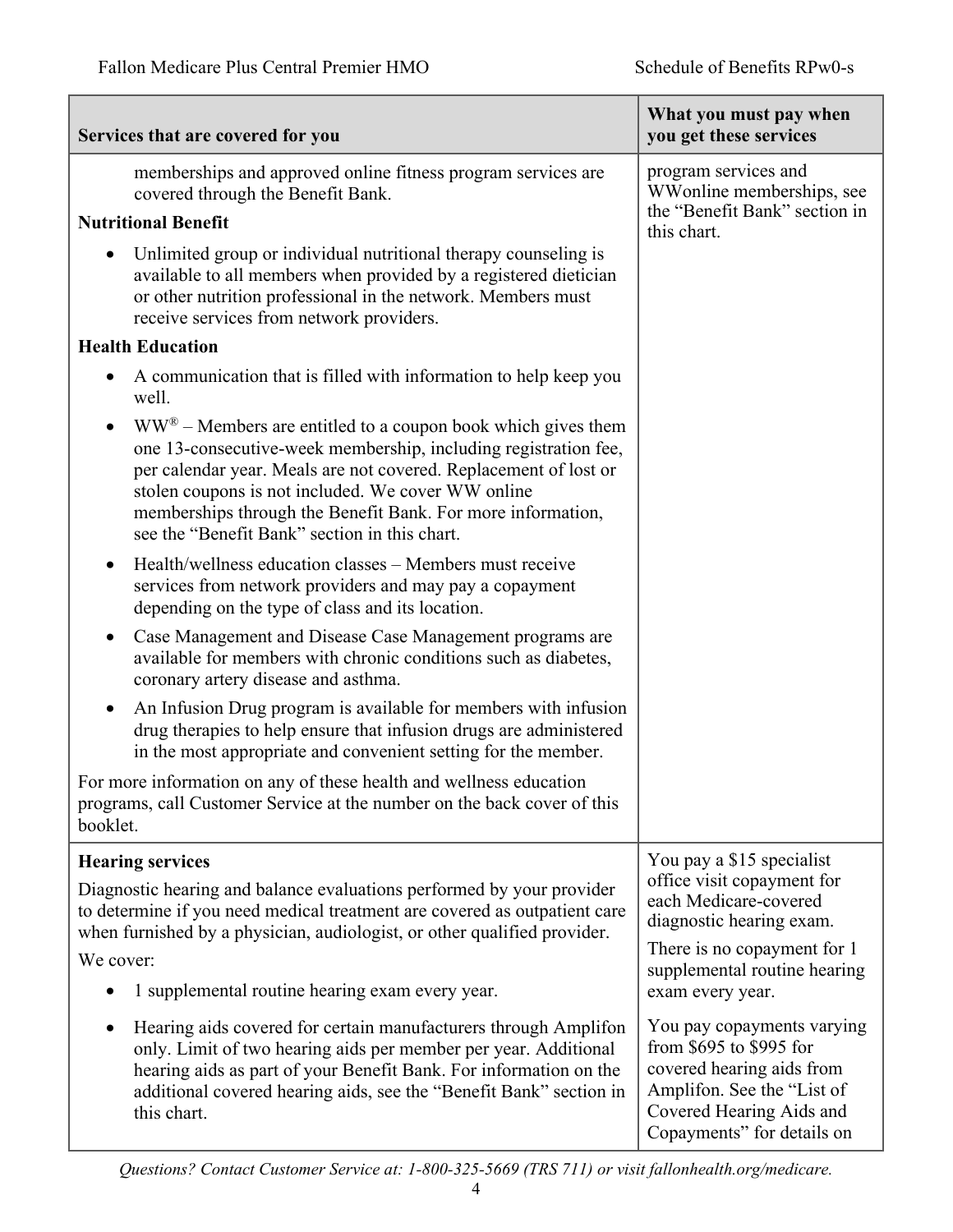| Services that are covered for you | What you must pay when you get these services |
|---|---|
| memberships and approved online fitness program services are covered through the Benefit Bank.<br><br>**Nutritional Benefit**<br><br>• Unlimited group or individual nutritional therapy counseling is available to all members when provided by a registered dietician or other nutrition professional in the network. Members must receive services from network providers.<br><br>**Health Education**<br><br>• A communication that is filled with information to help keep you well.<br><br>• WW® – Members are entitled to a coupon book which gives them one 13-consecutive-week membership, including registration fee, per calendar year. Meals are not covered. Replacement of lost or stolen coupons is not included. We cover WW online memberships through the Benefit Bank. For more information, see the "Benefit Bank" section in this chart.<br><br>• Health/wellness education classes – Members must receive services from network providers and may pay a copayment depending on the type of class and its location.<br><br>• Case Management and Disease Case Management programs are available for members with chronic conditions such as diabetes, coronary artery disease and asthma.<br><br>• An Infusion Drug program is available for members with infusion drug therapies to help ensure that infusion drugs are administered in the most appropriate and convenient setting for the member.<br><br>For more information on any of these health and wellness education programs, call Customer Service at the number on the back cover of this booklet. | program services and WWonline memberships, see the "Benefit Bank" section in this chart. |
| **Hearing services**<br><br>Diagnostic hearing and balance evaluations performed by your provider to determine if you need medical treatment are covered as outpatient care when furnished by a physician, audiologist, or other qualified provider.<br><br>We cover:<br><br>• 1 supplemental routine hearing exam every year.<br><br>• Hearing aids covered for certain manufacturers through Amplifon only. Limit of two hearing aids per member per year. Additional hearing aids as part of your Benefit Bank. For information on the additional covered hearing aids, see the "Benefit Bank" section in this chart. | You pay a $15 specialist office visit copayment for each Medicare-covered diagnostic hearing exam.<br><br>There is no copayment for 1 supplemental routine hearing exam every year.<br><br>You pay copayments varying from $695 to $995 for covered hearing aids from Amplifon. See the "List of Covered Hearing Aids and Copayments" for details on |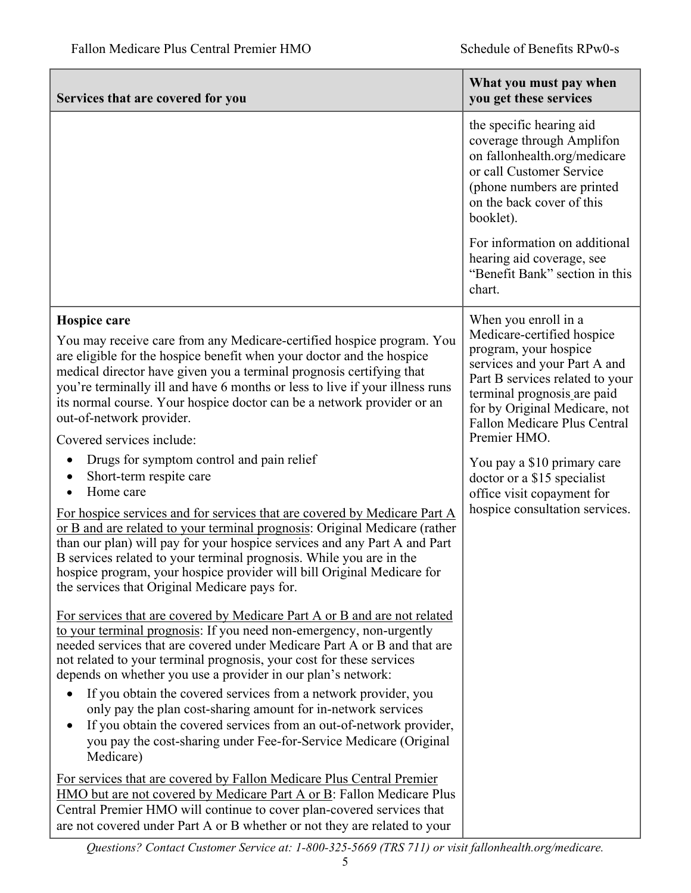| Services that are covered for you | What you must pay when you get these services |
|---|---|
| | the specific hearing aid coverage through Amplifon on fallonhealth.org/medicare or call Customer Service (phone numbers are printed on the back cover of this booklet).<br><br>For information on additional hearing aid coverage, see "Benefit Bank" section in this chart. |
| **Hospice care**<br><br>You may receive care from any Medicare-certified hospice program. You are eligible for the hospice benefit when your doctor and the hospice medical director have given you a terminal prognosis certifying that you're terminally ill and have 6 months or less to live if your illness runs its normal course. Your hospice doctor can be a network provider or an out-of-network provider.<br><br>Covered services include:<br><br>• Drugs for symptom control and pain relief<br>• Short-term respite care<br>• Home care<br><br><u>For hospice services and for services that are covered by Medicare Part A or B and are related to your terminal prognosis</u>: Original Medicare (rather than our plan) will pay for your hospice services and any Part A and Part B services related to your terminal prognosis. While you are in the hospice program, your hospice provider will bill Original Medicare for the services that Original Medicare pays for.<br><br><u>For services that are covered by Medicare Part A or B and are not related to your terminal prognosis</u>: If you need non-emergency, non-urgently needed services that are covered under Medicare Part A or B and that are not related to your terminal prognosis, your cost for these services depends on whether you use a provider in our plan's network:<br><br>• If you obtain the covered services from a network provider, you only pay the plan cost-sharing amount for in-network services<br>• If you obtain the covered services from an out-of-network provider, you pay the cost-sharing under Fee-for-Service Medicare (Original Medicare)<br><br><u>For services that are covered by Fallon Medicare Plus Central Premier HMO but are not covered by Medicare Part A or B</u>: Fallon Medicare Plus Central Premier HMO will continue to cover plan-covered services that are not covered under Part A or B whether or not they are related to your | When you enroll in a Medicare-certified hospice program, your hospice services and your Part A and Part B services related to your terminal prognosis are paid for by Original Medicare, not Fallon Medicare Plus Central Premier HMO.<br><br>You pay a $10 primary care doctor or a $15 specialist office visit copayment for hospice consultation services. |

*Questions? Contact Customer Service at: 1-800-325-5669 (TRS 711) or visit fallonhealth.org/medicare.*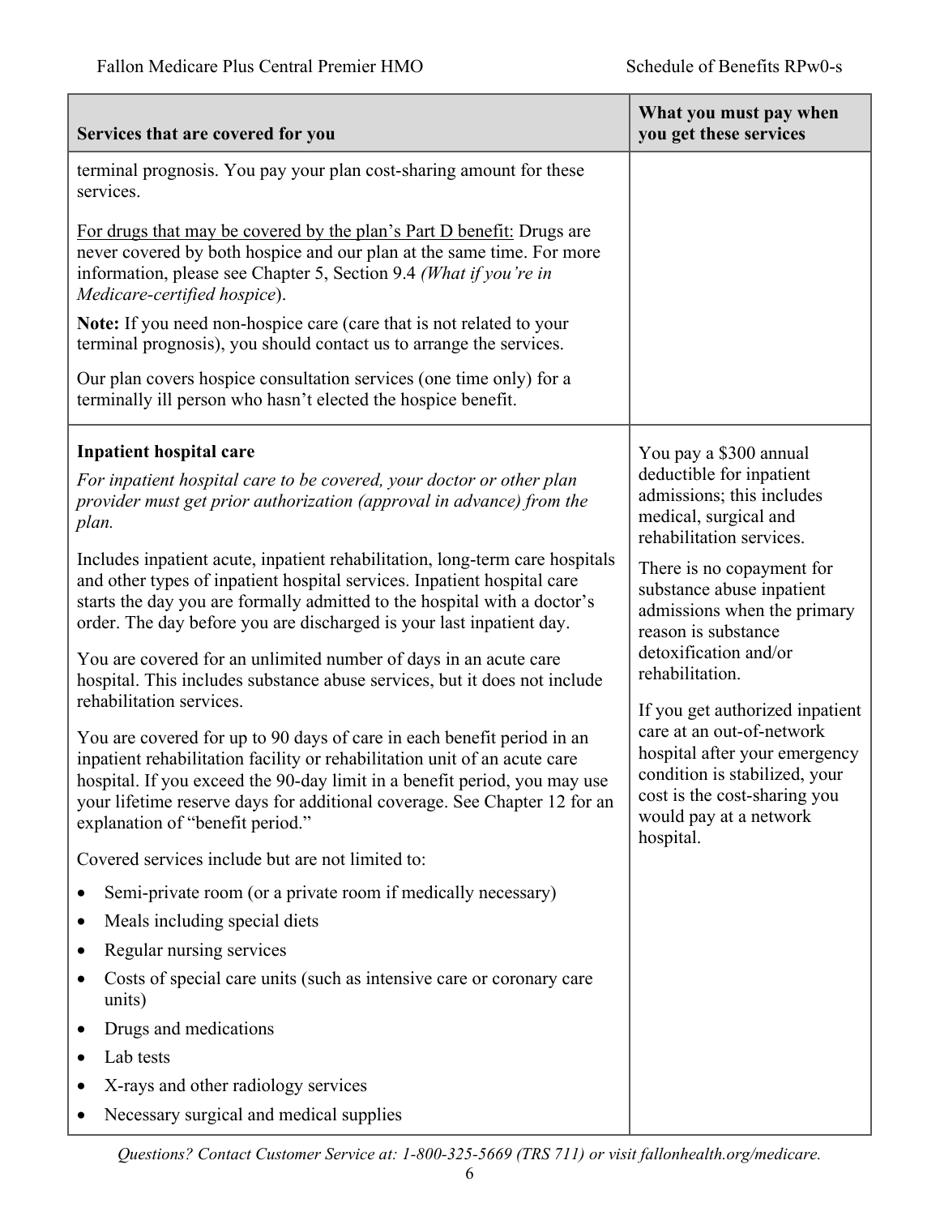| Services that are covered for you | What you must pay when you get these services |
|---|---|
| terminal prognosis. You pay your plan cost-sharing amount for these services.<br><br>For drugs that may be covered by the plan's Part D benefit: Drugs are never covered by both hospice and our plan at the same time. For more information, please see Chapter 5, Section 9.4 *(What if you're in Medicare-certified hospice)*.<br><br>**Note:** If you need non-hospice care (care that is not related to your terminal prognosis), you should contact us to arrange the services.<br><br>Our plan covers hospice consultation services (one time only) for a terminally ill person who hasn't elected the hospice benefit. | |
| **Inpatient hospital care**<br><br>*For inpatient hospital care to be covered, your doctor or other plan provider must get prior authorization (approval in advance) from the plan.*<br><br>Includes inpatient acute, inpatient rehabilitation, long-term care hospitals and other types of inpatient hospital services. Inpatient hospital care starts the day you are formally admitted to the hospital with a doctor's order. The day before you are discharged is your last inpatient day.<br><br>You are covered for an unlimited number of days in an acute care hospital. This includes substance abuse services, but it does not include rehabilitation services.<br><br>You are covered for up to 90 days of care in each benefit period in an inpatient rehabilitation facility or rehabilitation unit of an acute care hospital. If you exceed the 90-day limit in a benefit period, you may use your lifetime reserve days for additional coverage. See Chapter 12 for an explanation of "benefit period."<br><br>Covered services include but are not limited to:<br>• Semi-private room (or a private room if medically necessary)<br>• Meals including special diets<br>• Regular nursing services<br>• Costs of special care units (such as intensive care or coronary care units)<br>• Drugs and medications<br>• Lab tests<br>• X-rays and other radiology services<br>• Necessary surgical and medical supplies | You pay a $300 annual deductible for inpatient admissions; this includes medical, surgical and rehabilitation services.<br><br>There is no copayment for substance abuse inpatient admissions when the primary reason is substance detoxification and/or rehabilitation.<br><br>If you get authorized inpatient care at an out-of-network hospital after your emergency condition is stabilized, your cost is the cost-sharing you would pay at a network hospital. |

*Questions? Contact Customer Service at: 1-800-325-5669 (TRS 711) or visit fallonhealth.org/medicare.*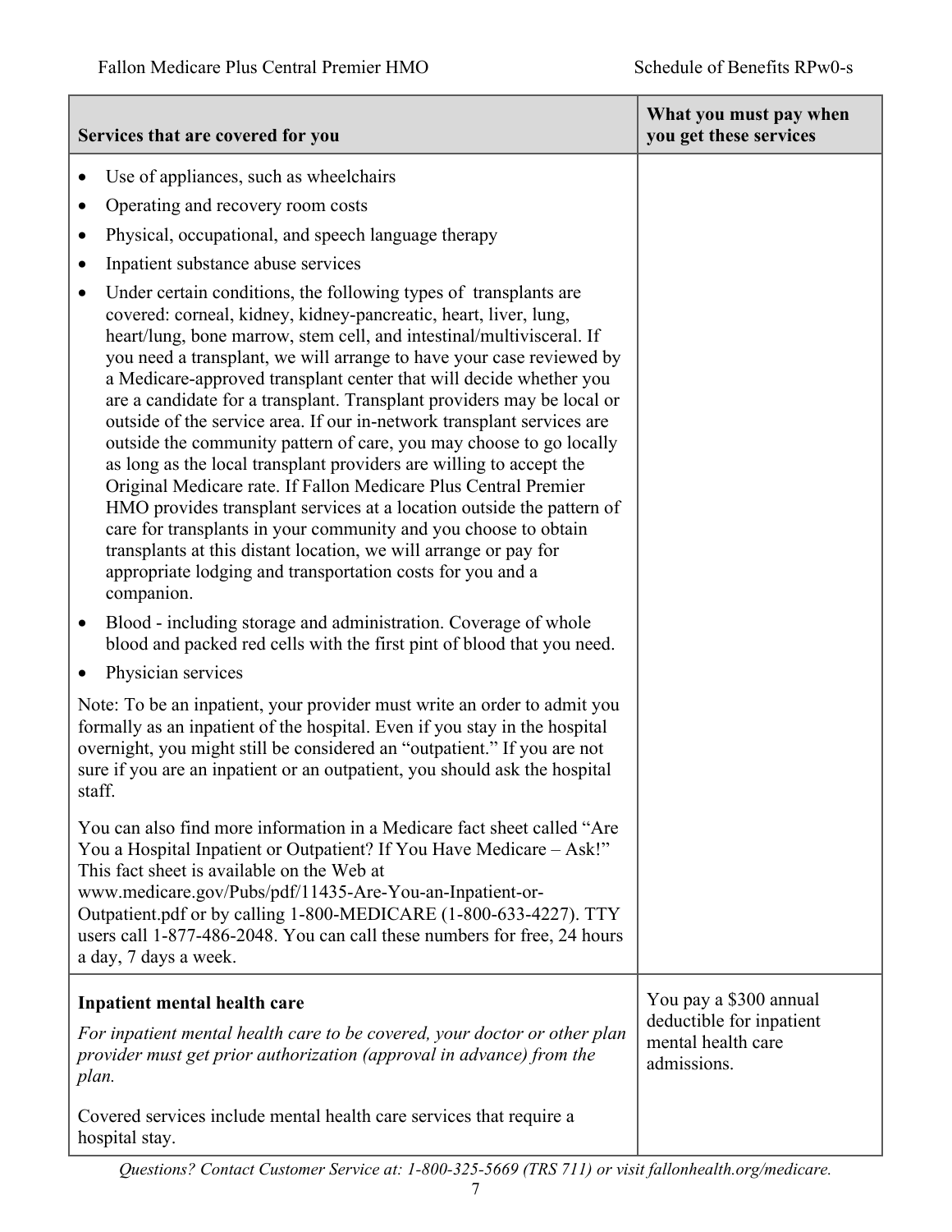| Services that are covered for you | What you must pay when you get these services |
|---|---|
| • Use of appliances, such as wheelchairs<br>• Operating and recovery room costs<br>• Physical, occupational, and speech language therapy<br>• Inpatient substance abuse services<br>• Under certain conditions, the following types of transplants are covered: corneal, kidney, kidney-pancreatic, heart, liver, lung, heart/lung, bone marrow, stem cell, and intestinal/multivisceral. If you need a transplant, we will arrange to have your case reviewed by a Medicare-approved transplant center that will decide whether you are a candidate for a transplant. Transplant providers may be local or outside of the service area. If our in-network transplant services are outside the community pattern of care, you may choose to go locally as long as the local transplant providers are willing to accept the Original Medicare rate. If Fallon Medicare Plus Central Premier HMO provides transplant services at a location outside the pattern of care for transplants in your community and you choose to obtain transplants at this distant location, we will arrange or pay for appropriate lodging and transportation costs for you and a companion.<br>• Blood - including storage and administration. Coverage of whole blood and packed red cells with the first pint of blood that you need.<br>• Physician services<br><br>Note: To be an inpatient, your provider must write an order to admit you formally as an inpatient of the hospital. Even if you stay in the hospital overnight, you might still be considered an "outpatient." If you are not sure if you are an inpatient or an outpatient, you should ask the hospital staff.<br><br>You can also find more information in a Medicare fact sheet called "Are You a Hospital Inpatient or Outpatient? If You Have Medicare – Ask!" This fact sheet is available on the Web at www.medicare.gov/Pubs/pdf/11435-Are-You-an-Inpatient-or-Outpatient.pdf or by calling 1-800-MEDICARE (1-800-633-4227). TTY users call 1-877-486-2048. You can call these numbers for free, 24 hours a day, 7 days a week. | |
| **Inpatient mental health care**<br><br>*For inpatient mental health care to be covered, your doctor or other plan provider must get prior authorization (approval in advance) from the plan.*<br><br>Covered services include mental health care services that require a hospital stay. | You pay a $300 annual deductible for inpatient mental health care admissions. |

*Questions? Contact Customer Service at: 1-800-325-5669 (TRS 711) or visit fallonhealth.org/medicare.*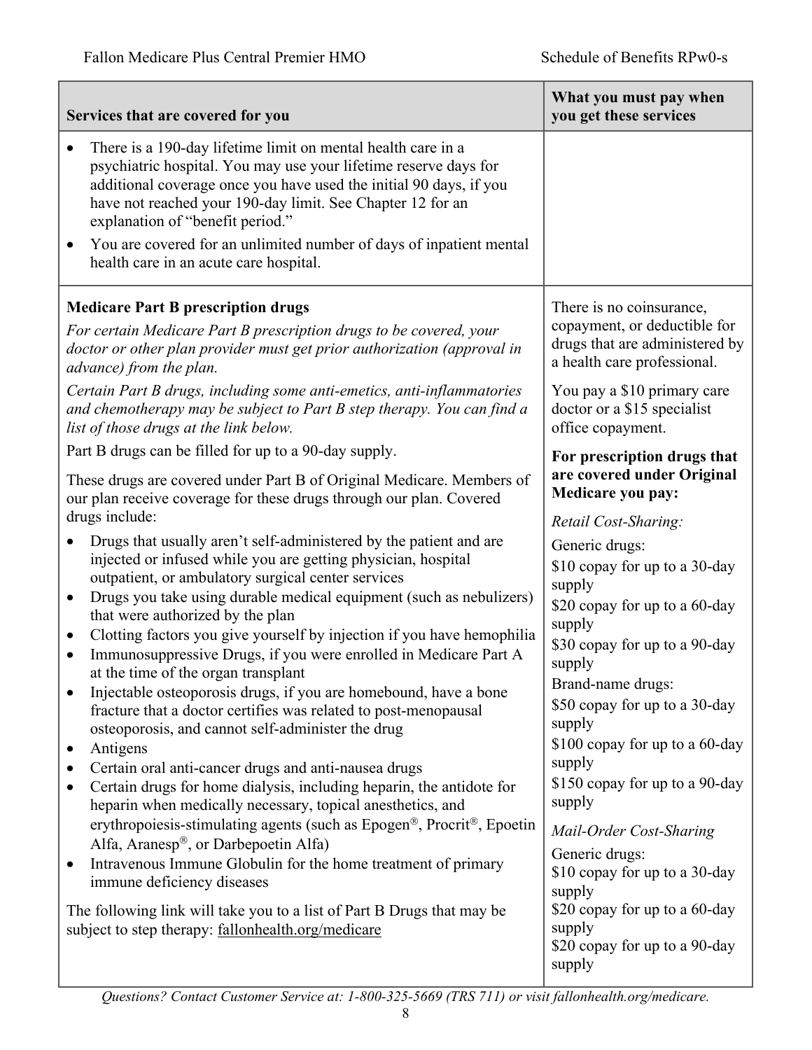| Services that are covered for you | What you must pay when you get these services |
|---|---|
| • There is a 190-day lifetime limit on mental health care in a psychiatric hospital. You may use your lifetime reserve days for additional coverage once you have used the initial 90 days, if you have not reached your 190-day limit. See Chapter 12 for an explanation of "benefit period."<br>• You are covered for an unlimited number of days of inpatient mental health care in an acute care hospital. | |
| **Medicare Part B prescription drugs**<br>*For certain Medicare Part B prescription drugs to be covered, your doctor or other plan provider must get prior authorization (approval in advance) from the plan.*<br>*Certain Part B drugs, including some anti-emetics, anti-inflammatories and chemotherapy may be subject to Part B step therapy. You can find a list of those drugs at the link below.*<br>Part B drugs can be filled for up to a 90-day supply.<br>These drugs are covered under Part B of Original Medicare. Members of our plan receive coverage for these drugs through our plan. Covered drugs include:<br>• Drugs that usually aren't self-administered by the patient and are injected or infused while you are getting physician, hospital outpatient, or ambulatory surgical center services<br>• Drugs you take using durable medical equipment (such as nebulizers) that were authorized by the plan<br>• Clotting factors you give yourself by injection if you have hemophilia<br>• Immunosuppressive Drugs, if you were enrolled in Medicare Part A at the time of the organ transplant<br>• Injectable osteoporosis drugs, if you are homebound, have a bone fracture that a doctor certifies was related to post-menopausal osteoporosis, and cannot self-administer the drug<br>• Antigens<br>• Certain oral anti-cancer drugs and anti-nausea drugs<br>• Certain drugs for home dialysis, including heparin, the antidote for heparin when medically necessary, topical anesthetics, and erythropoiesis-stimulating agents (such as Epogen®, Procrit®, Epoetin Alfa, Aranesp®, or Darbepoetin Alfa)<br>• Intravenous Immune Globulin for the home treatment of primary immune deficiency diseases<br>The following link will take you to a list of Part B Drugs that may be subject to step therapy: fallonhealth.org/medicare | There is no coinsurance, copayment, or deductible for drugs that are administered by a health care professional.<br>You pay a $10 primary care doctor or a $15 specialist office copayment.<br>**For prescription drugs that are covered under Original Medicare you pay:**<br>*Retail Cost-Sharing:*<br>Generic drugs:<br>$10 copay for up to a 30-day supply<br>$20 copay for up to a 60-day supply<br>$30 copay for up to a 90-day supply<br>Brand-name drugs:<br>$50 copay for up to a 30-day supply<br>$100 copay for up to a 60-day supply<br>$150 copay for up to a 90-day supply<br>*Mail-Order Cost-Sharing*<br>Generic drugs:<br>$10 copay for up to a 30-day supply<br>$20 copay for up to a 60-day supply<br>$20 copay for up to a 90-day supply |

*Questions? Contact Customer Service at: 1-800-325-5669 (TRS 711) or visit fallonhealth.org/medicare.*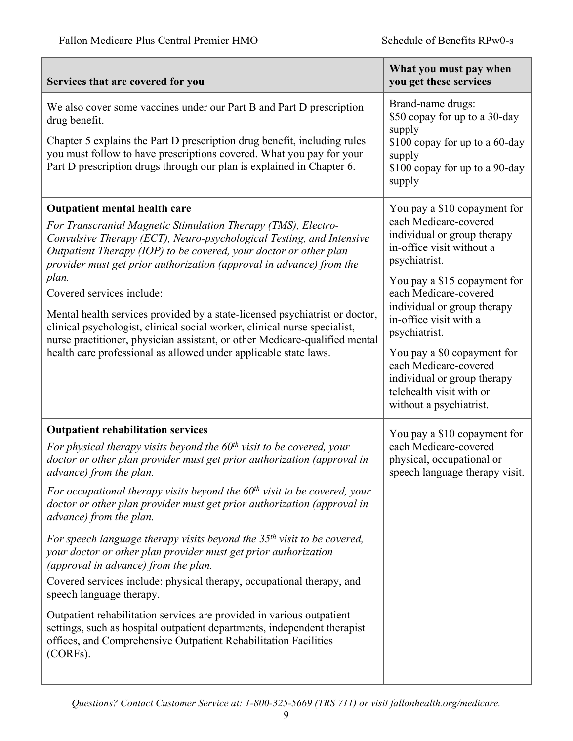| Services that are covered for you | What you must pay when you get these services |
|---|---|
| We also cover some vaccines under our Part B and Part D prescription drug benefit.<br><br>Chapter 5 explains the Part D prescription drug benefit, including rules you must follow to have prescriptions covered. What you pay for your Part D prescription drugs through our plan is explained in Chapter 6. | Brand-name drugs:<br>$50 copay for up to a 30-day supply<br>$100 copay for up to a 60-day supply<br>$100 copay for up to a 90-day supply |
| **Outpatient mental health care**<br><br>*For Transcranial Magnetic Stimulation Therapy (TMS), Electro-Convulsive Therapy (ECT), Neuro-psychological Testing, and Intensive Outpatient Therapy (IOP) to be covered, your doctor or other plan provider must get prior authorization (approval in advance) from the plan.*<br><br>Covered services include:<br><br>Mental health services provided by a state-licensed psychiatrist or doctor, clinical psychologist, clinical social worker, clinical nurse specialist, nurse practitioner, physician assistant, or other Medicare-qualified mental health care professional as allowed under applicable state laws. | You pay a $10 copayment for each Medicare-covered individual or group therapy in-office visit without a psychiatrist.<br><br>You pay a $15 copayment for each Medicare-covered individual or group therapy in-office visit with a psychiatrist.<br><br>You pay a $0 copayment for each Medicare-covered individual or group therapy telehealth visit with or without a psychiatrist. |
| **Outpatient rehabilitation services**<br><br>*For physical therapy visits beyond the 60th visit to be covered, your doctor or other plan provider must get prior authorization (approval in advance) from the plan.*<br><br>*For occupational therapy visits beyond the 60th visit to be covered, your doctor or other plan provider must get prior authorization (approval in advance) from the plan.*<br><br>*For speech language therapy visits beyond the 35th visit to be covered, your doctor or other plan provider must get prior authorization (approval in advance) from the plan.*<br><br>Covered services include: physical therapy, occupational therapy, and speech language therapy.<br><br>Outpatient rehabilitation services are provided in various outpatient settings, such as hospital outpatient departments, independent therapist offices, and Comprehensive Outpatient Rehabilitation Facilities (CORFs). | You pay a $10 copayment for each Medicare-covered physical, occupational or speech language therapy visit. |

*Questions? Contact Customer Service at: 1-800-325-5669 (TRS 711) or visit fallonhealth.org/medicare.*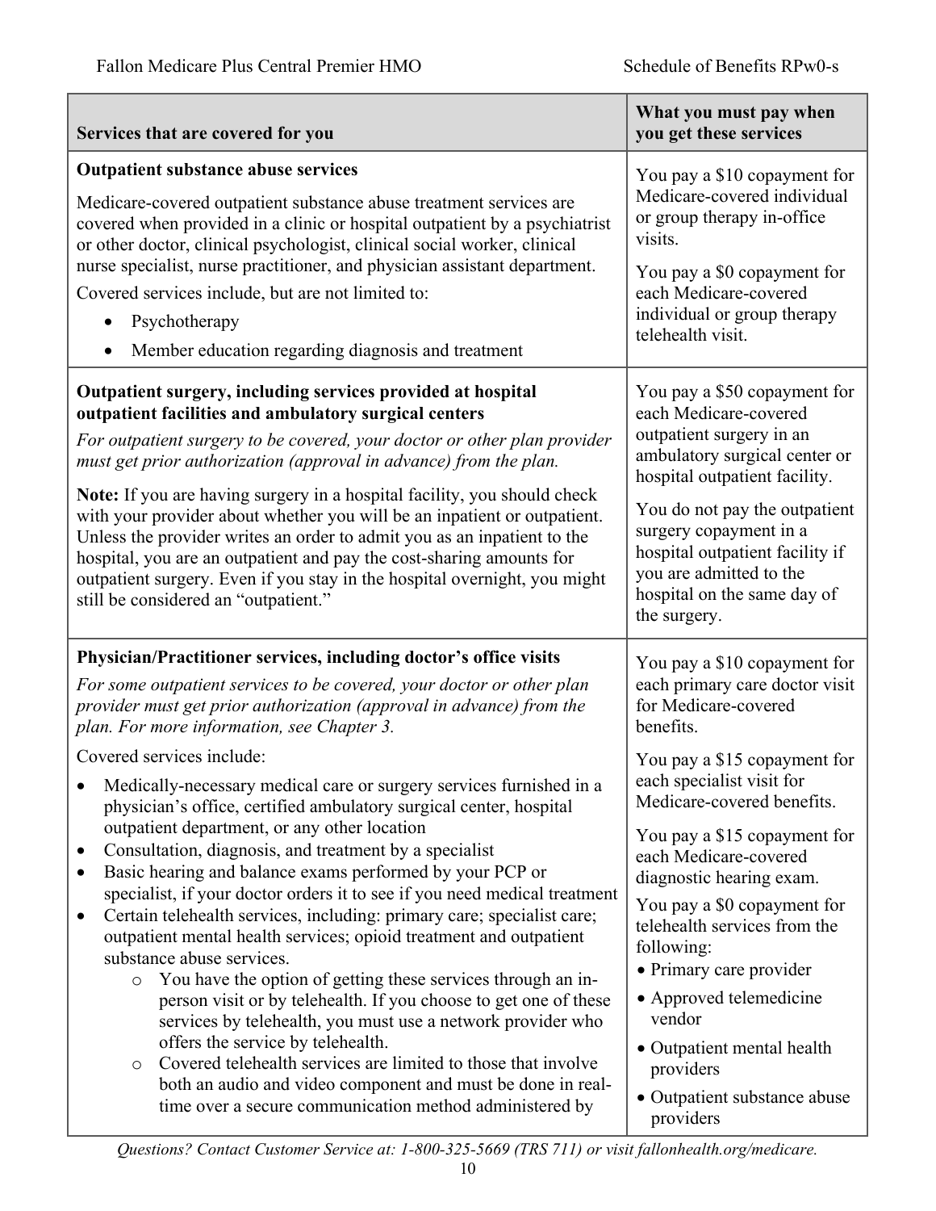| Services that are covered for you | What you must pay when you get these services |
|---|---|
| **Outpatient substance abuse services**<br><br>Medicare-covered outpatient substance abuse treatment services are covered when provided in a clinic or hospital outpatient by a psychiatrist or other doctor, clinical psychologist, clinical social worker, clinical nurse specialist, nurse practitioner, and physician assistant department.<br><br>Covered services include, but are not limited to:<br>• Psychotherapy<br>• Member education regarding diagnosis and treatment | You pay a $10 copayment for Medicare-covered individual or group therapy in-office visits.<br><br>You pay a $0 copayment for each Medicare-covered individual or group therapy telehealth visit. |
| **Outpatient surgery, including services provided at hospital outpatient facilities and ambulatory surgical centers**<br><br>*For outpatient surgery to be covered, your doctor or other plan provider must get prior authorization (approval in advance) from the plan.*<br><br>**Note:** If you are having surgery in a hospital facility, you should check with your provider about whether you will be an inpatient or outpatient. Unless the provider writes an order to admit you as an inpatient to the hospital, you are an outpatient and pay the cost-sharing amounts for outpatient surgery. Even if you stay in the hospital overnight, you might still be considered an "outpatient." | You pay a $50 copayment for each Medicare-covered outpatient surgery in an ambulatory surgical center or hospital outpatient facility.<br><br>You do not pay the outpatient surgery copayment in a hospital outpatient facility if you are admitted to the hospital on the same day of the surgery. |
| **Physician/Practitioner services, including doctor's office visits**<br><br>*For some outpatient services to be covered, your doctor or other plan provider must get prior authorization (approval in advance) from the plan. For more information, see Chapter 3.*<br><br>Covered services include:<br>• Medically-necessary medical care or surgery services furnished in a physician's office, certified ambulatory surgical center, hospital outpatient department, or any other location<br>• Consultation, diagnosis, and treatment by a specialist<br>• Basic hearing and balance exams performed by your PCP or specialist, if your doctor orders it to see if you need medical treatment<br>• Certain telehealth services, including: primary care; specialist care; outpatient mental health services; opioid treatment and outpatient substance abuse services.<br>&nbsp;&nbsp;&nbsp;&nbsp;○ You have the option of getting these services through an in-person visit or by telehealth. If you choose to get one of these services by telehealth, you must use a network provider who offers the service by telehealth.<br>&nbsp;&nbsp;&nbsp;&nbsp;○ Covered telehealth services are limited to those that involve both an audio and video component and must be done in real-time over a secure communication method administered by | You pay a $10 copayment for each primary care doctor visit for Medicare-covered benefits.<br><br>You pay a $15 copayment for each specialist visit for Medicare-covered benefits.<br><br>You pay a $15 copayment for each Medicare-covered diagnostic hearing exam.<br><br>You pay a $0 copayment for telehealth services from the following:<br>• Primary care provider<br>• Approved telemedicine vendor<br>• Outpatient mental health providers<br>• Outpatient substance abuse providers |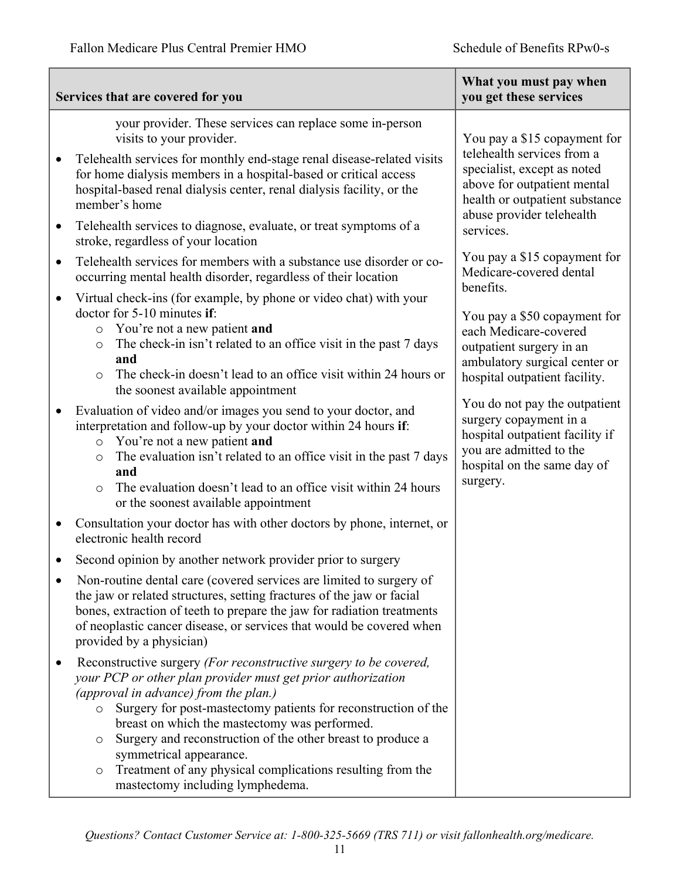| Services that are covered for you | What you must pay when you get these services |
|---|---|
| your provider. These services can replace some in-person visits to your provider.<br>• Telehealth services for monthly end-stage renal disease-related visits for home dialysis members in a hospital-based or critical access hospital-based renal dialysis center, renal dialysis facility, or the member's home<br>• Telehealth services to diagnose, evaluate, or treat symptoms of a stroke, regardless of your location<br>• Telehealth services for members with a substance use disorder or co-occurring mental health disorder, regardless of their location<br>• Virtual check-ins (for example, by phone or video chat) with your doctor for 5-10 minutes **if**:<br>  ○ You're not a new patient **and**<br>  ○ The check-in isn't related to an office visit in the past 7 days **and**<br>  ○ The check-in doesn't lead to an office visit within 24 hours or the soonest available appointment<br>• Evaluation of video and/or images you send to your doctor, and interpretation and follow-up by your doctor within 24 hours **if**:<br>  ○ You're not a new patient **and**<br>  ○ The evaluation isn't related to an office visit in the past 7 days **and**<br>  ○ The evaluation doesn't lead to an office visit within 24 hours or the soonest available appointment<br>• Consultation your doctor has with other doctors by phone, internet, or electronic health record<br>• Second opinion by another network provider prior to surgery<br>• Non-routine dental care (covered services are limited to surgery of the jaw or related structures, setting fractures of the jaw or facial bones, extraction of teeth to prepare the jaw for radiation treatments of neoplastic cancer disease, or services that would be covered when provided by a physician)<br>• Reconstructive surgery *(For reconstructive surgery to be covered, your PCP or other plan provider must get prior authorization (approval in advance) from the plan.)*<br>  ○ Surgery for post-mastectomy patients for reconstruction of the breast on which the mastectomy was performed.<br>  ○ Surgery and reconstruction of the other breast to produce a symmetrical appearance.<br>  ○ Treatment of any physical complications resulting from the mastectomy including lymphedema. | You pay a $15 copayment for telehealth services from a specialist, except as noted above for outpatient mental health or outpatient substance abuse provider telehealth services.<br><br>You pay a $15 copayment for Medicare-covered dental benefits.<br><br>You pay a $50 copayment for each Medicare-covered outpatient surgery in an ambulatory surgical center or hospital outpatient facility.<br><br>You do not pay the outpatient surgery copayment in a hospital outpatient facility if you are admitted to the hospital on the same day of surgery. |

*Questions? Contact Customer Service at: 1-800-325-5669 (TRS 711) or visit fallonhealth.org/medicare.*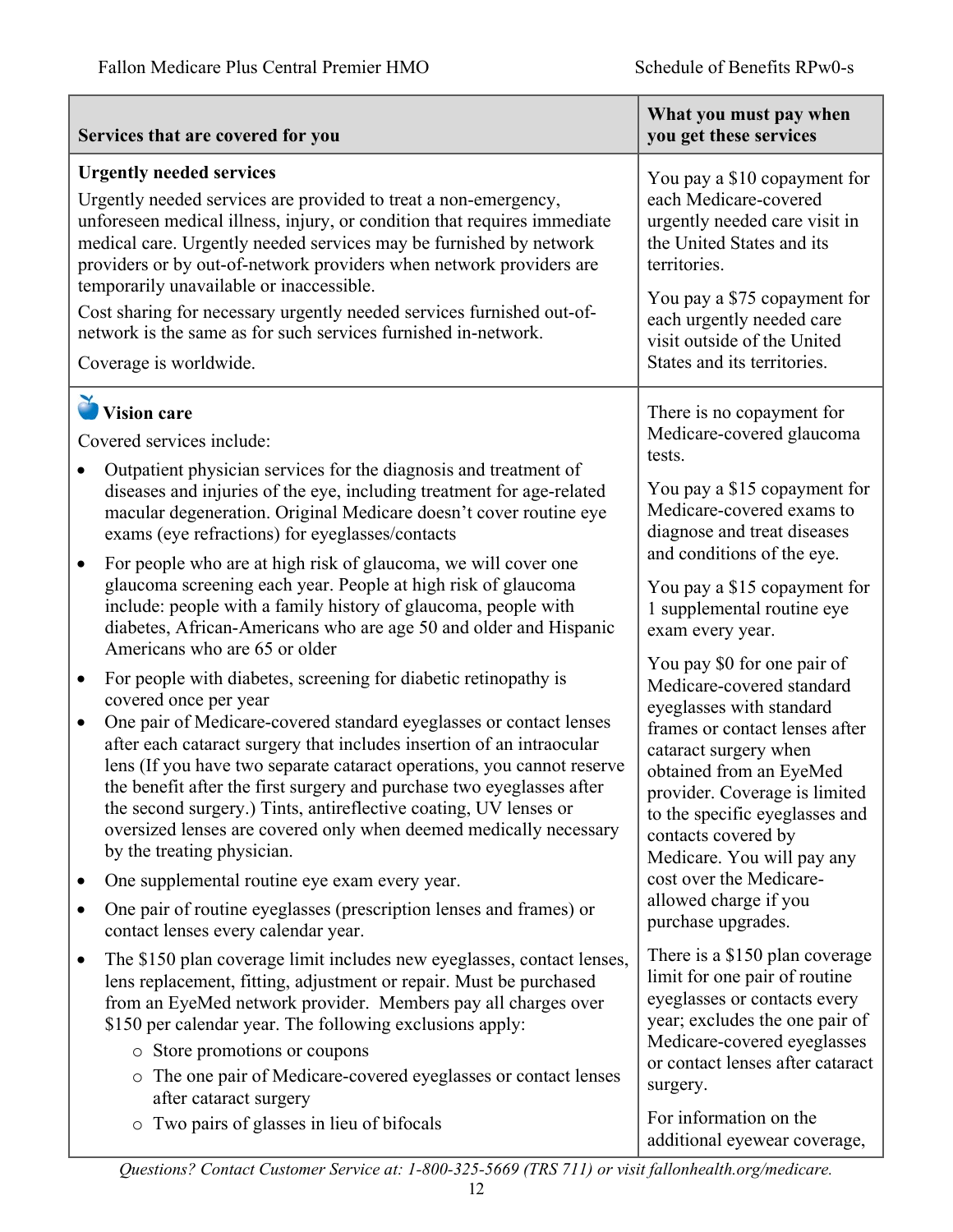| Services that are covered for you | What you must pay when you get these services |
|---|---|
| **Urgently needed services**<br>Urgently needed services are provided to treat a non-emergency, unforeseen medical illness, injury, or condition that requires immediate medical care. Urgently needed services may be furnished by network providers or by out-of-network providers when network providers are temporarily unavailable or inaccessible.<br>Cost sharing for necessary urgently needed services furnished out-of-network is the same as for such services furnished in-network.<br>Coverage is worldwide. | You pay a $10 copayment for each Medicare-covered urgently needed care visit in the United States and its territories.<br>You pay a $75 copayment for each urgently needed care visit outside of the United States and its territories. |
| **Vision care**<br>Covered services include:<br>• Outpatient physician services for the diagnosis and treatment of diseases and injuries of the eye, including treatment for age-related macular degeneration. Original Medicare doesn't cover routine eye exams (eye refractions) for eyeglasses/contacts<br>• For people who are at high risk of glaucoma, we will cover one glaucoma screening each year. People at high risk of glaucoma include: people with a family history of glaucoma, people with diabetes, African-Americans who are age 50 and older and Hispanic Americans who are 65 or older<br>• For people with diabetes, screening for diabetic retinopathy is covered once per year<br>• One pair of Medicare-covered standard eyeglasses or contact lenses after each cataract surgery that includes insertion of an intraocular lens (If you have two separate cataract operations, you cannot reserve the benefit after the first surgery and purchase two eyeglasses after the second surgery.) Tints, antireflective coating, UV lenses or oversized lenses are covered only when deemed medically necessary by the treating physician.<br>• One supplemental routine eye exam every year.<br>• One pair of routine eyeglasses (prescription lenses and frames) or contact lenses every calendar year.<br>• The $150 plan coverage limit includes new eyeglasses, contact lenses, lens replacement, fitting, adjustment or repair. Must be purchased from an EyeMed network provider. Members pay all charges over $150 per calendar year. The following exclusions apply:<br>&nbsp;&nbsp;&nbsp;&nbsp;○ Store promotions or coupons<br>&nbsp;&nbsp;&nbsp;&nbsp;○ The one pair of Medicare-covered eyeglasses or contact lenses after cataract surgery<br>&nbsp;&nbsp;&nbsp;&nbsp;○ Two pairs of glasses in lieu of bifocals | There is no copayment for Medicare-covered glaucoma tests.<br>You pay a $15 copayment for Medicare-covered exams to diagnose and treat diseases and conditions of the eye.<br>You pay a $15 copayment for 1 supplemental routine eye exam every year.<br>You pay $0 for one pair of Medicare-covered standard eyeglasses with standard frames or contact lenses after cataract surgery when obtained from an EyeMed provider. Coverage is limited to the specific eyeglasses and contacts covered by Medicare. You will pay any cost over the Medicare-allowed charge if you purchase upgrades.<br>There is a $150 plan coverage limit for one pair of routine eyeglasses or contacts every year; excludes the one pair of Medicare-covered eyeglasses or contact lenses after cataract surgery.<br>For information on the additional eyewear coverage, |

*Questions? Contact Customer Service at: 1-800-325-5669 (TRS 711) or visit fallonhealth.org/medicare.*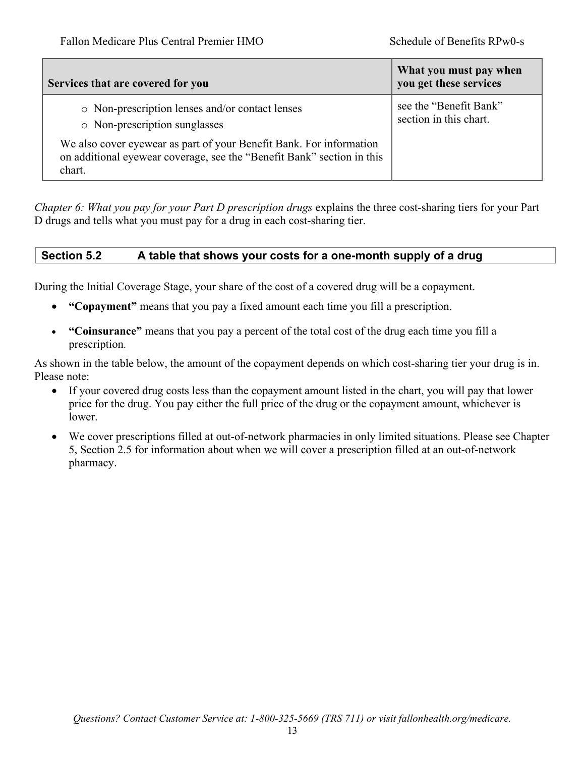| Services that are covered for you | What you must pay when you get these services |
|---|---|
| ○ Non-prescription lenses and/or contact lenses<br>○ Non-prescription sunglasses<br><br>We also cover eyewear as part of your Benefit Bank. For information on additional eyewear coverage, see the "Benefit Bank" section in this chart. | see the "Benefit Bank" section in this chart. |

*Chapter 6: What you pay for your Part D prescription drugs* explains the three cost-sharing tiers for your Part D drugs and tells what you must pay for a drug in each cost-sharing tier.

## Section 5.2 A table that shows your costs for a one-month supply of a drug

During the Initial Coverage Stage, your share of the cost of a covered drug will be a copayment.

- **"Copayment"** means that you pay a fixed amount each time you fill a prescription.
- **"Coinsurance"** means that you pay a percent of the total cost of the drug each time you fill a prescription.

As shown in the table below, the amount of the copayment depends on which cost-sharing tier your drug is in. Please note:

- If your covered drug costs less than the copayment amount listed in the chart, you will pay that lower price for the drug. You pay either the full price of the drug or the copayment amount, whichever is lower.
- We cover prescriptions filled at out-of-network pharmacies in only limited situations. Please see Chapter 5, Section 2.5 for information about when we will cover a prescription filled at an out-of-network pharmacy.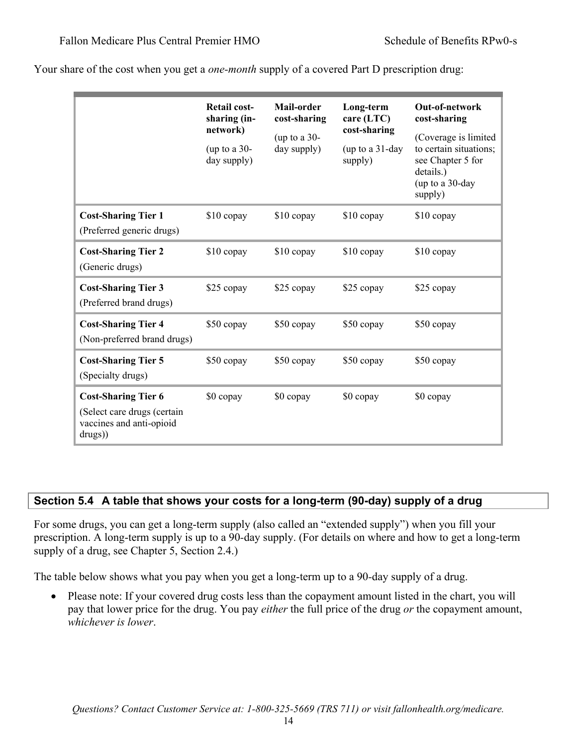Your share of the cost when you get a *one-month* supply of a covered Part D prescription drug:

| | **Retail cost-sharing (in-network)** (up to a 30-day supply) | **Mail-order cost-sharing** (up to a 30-day supply) | **Long-term care (LTC) cost-sharing** (up to a 31-day supply) | **Out-of-network cost-sharing** (Coverage is limited to certain situations; see Chapter 5 for details.) (up to a 30-day supply) |
|---|---|---|---|---|
| **Cost-Sharing Tier 1** (Preferred generic drugs) | $10 copay | $10 copay | $10 copay | $10 copay |
| **Cost-Sharing Tier 2** (Generic drugs) | $10 copay | $10 copay | $10 copay | $10 copay |
| **Cost-Sharing Tier 3** (Preferred brand drugs) | $25 copay | $25 copay | $25 copay | $25 copay |
| **Cost-Sharing Tier 4** (Non-preferred brand drugs) | $50 copay | $50 copay | $50 copay | $50 copay |
| **Cost-Sharing Tier 5** (Specialty drugs) | $50 copay | $50 copay | $50 copay | $50 copay |
| **Cost-Sharing Tier 6** (Select care drugs (certain vaccines and anti-opioid drugs)) | $0 copay | $0 copay | $0 copay | $0 copay |

## Section 5.4 A table that shows your costs for a long-term (90-day) supply of a drug

For some drugs, you can get a long-term supply (also called an "extended supply") when you fill your prescription. A long-term supply is up to a 90-day supply. (For details on where and how to get a long-term supply of a drug, see Chapter 5, Section 2.4.)

The table below shows what you pay when you get a long-term up to a 90-day supply of a drug.

- Please note: If your covered drug costs less than the copayment amount listed in the chart, you will pay that lower price for the drug. You pay *either* the full price of the drug *or* the copayment amount, *whichever is lower*.

*Questions? Contact Customer Service at: 1-800-325-5669 (TRS 711) or visit fallonhealth.org/medicare.*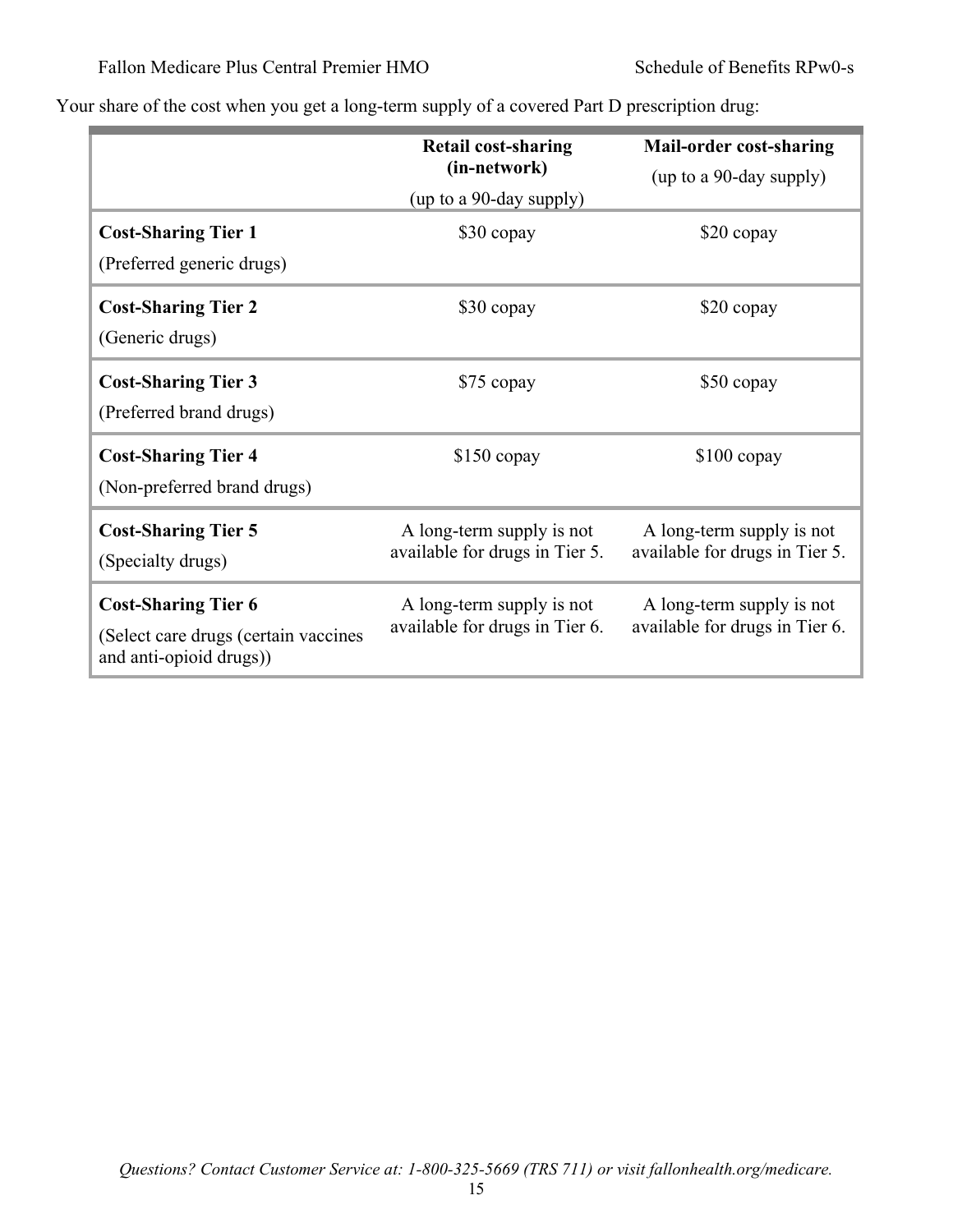Your share of the cost when you get a long-term supply of a covered Part D prescription drug:

| | **Retail cost-sharing (in-network)** (up to a 90-day supply) | **Mail-order cost-sharing** (up to a 90-day supply) |
|---|---|---|
| **Cost-Sharing Tier 1** (Preferred generic drugs) | $30 copay | $20 copay |
| **Cost-Sharing Tier 2** (Generic drugs) | $30 copay | $20 copay |
| **Cost-Sharing Tier 3** (Preferred brand drugs) | $75 copay | $50 copay |
| **Cost-Sharing Tier 4** (Non-preferred brand drugs) | $150 copay | $100 copay |
| **Cost-Sharing Tier 5** (Specialty drugs) | A long-term supply is not available for drugs in Tier 5. | A long-term supply is not available for drugs in Tier 5. |
| **Cost-Sharing Tier 6** (Select care drugs (certain vaccines and anti-opioid drugs)) | A long-term supply is not available for drugs in Tier 6. | A long-term supply is not available for drugs in Tier 6. |